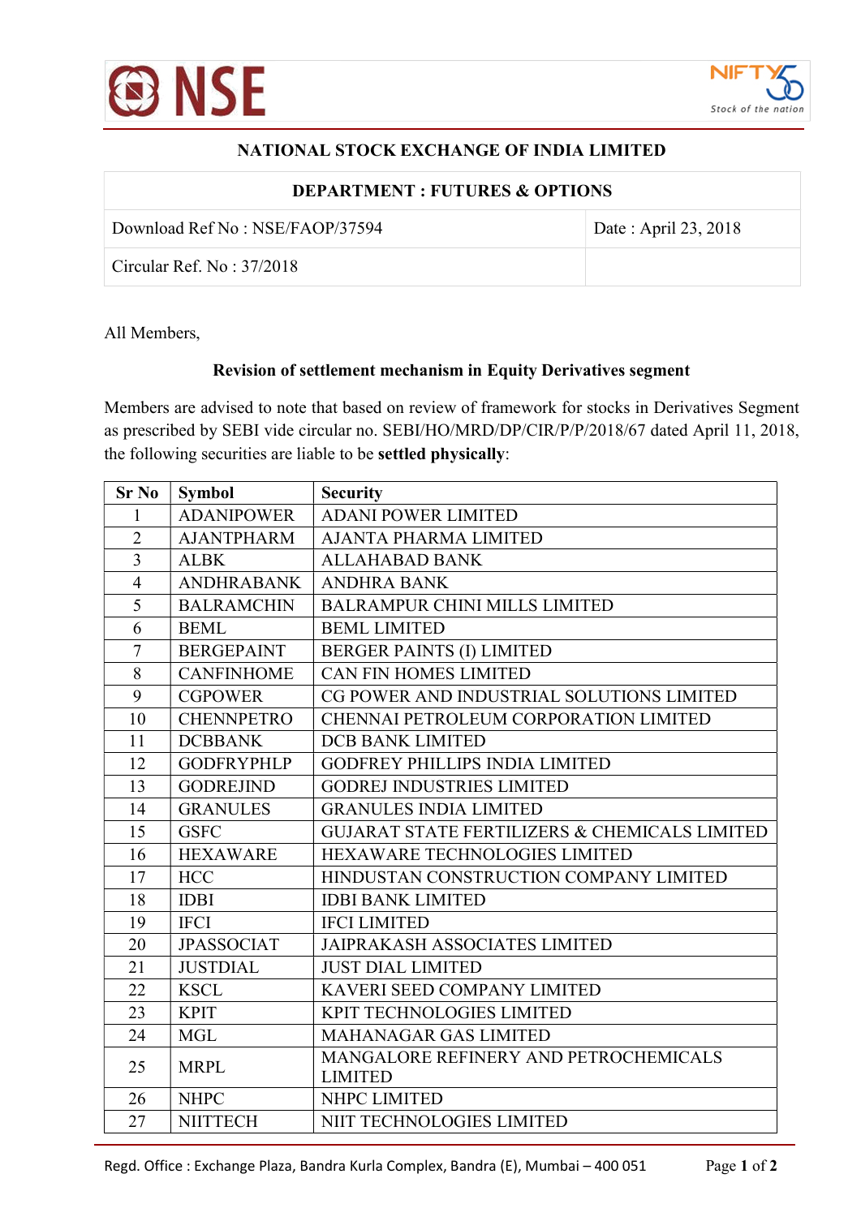# NATIONAL STOCK EXCHANGE OF INDIA LIMITED

| DEPARTMENT : FUTURES & OPTIONS | |
|---|---|
| Download Ref No : NSE/FAOP/37594 | Date : April 23, 2018 |
| Circular Ref. No : 37/2018 | |

All Members,

**Revision of settlement mechanism in Equity Derivatives segment**

Members are advised to note that based on review of framework for stocks in Derivatives Segment as prescribed by SEBI vide circular no. SEBI/HO/MRD/DP/CIR/P/P/2018/67 dated April 11, 2018, the following securities are liable to be **settled physically**:

| Sr No | Symbol | Security |
|---|---|---|
| 1 | ADANIPOWER | ADANI POWER LIMITED |
| 2 | AJANTPHARM | AJANTA PHARMA LIMITED |
| 3 | ALBK | ALLAHABAD BANK |
| 4 | ANDHRABANK | ANDHRA BANK |
| 5 | BALRAMCHIN | BALRAMPUR CHINI MILLS LIMITED |
| 6 | BEML | BEML LIMITED |
| 7 | BERGEPAINT | BERGER PAINTS (I) LIMITED |
| 8 | CANFINHOME | CAN FIN HOMES LIMITED |
| 9 | CGPOWER | CG POWER AND INDUSTRIAL SOLUTIONS LIMITED |
| 10 | CHENNPETRO | CHENNAI PETROLEUM CORPORATION LIMITED |
| 11 | DCBBANK | DCB BANK LIMITED |
| 12 | GODFRYPHLP | GODFREY PHILLIPS INDIA LIMITED |
| 13 | GODREJIND | GODREJ INDUSTRIES LIMITED |
| 14 | GRANULES | GRANULES INDIA LIMITED |
| 15 | GSFC | GUJARAT STATE FERTILIZERS & CHEMICALS LIMITED |
| 16 | HEXAWARE | HEXAWARE TECHNOLOGIES LIMITED |
| 17 | HCC | HINDUSTAN CONSTRUCTION COMPANY LIMITED |
| 18 | IDBI | IDBI BANK LIMITED |
| 19 | IFCI | IFCI LIMITED |
| 20 | JPASSOCIAT | JAIPRAKASH ASSOCIATES LIMITED |
| 21 | JUSTDIAL | JUST DIAL LIMITED |
| 22 | KSCL | KAVERI SEED COMPANY LIMITED |
| 23 | KPIT | KPIT TECHNOLOGIES LIMITED |
| 24 | MGL | MAHANAGAR GAS LIMITED |
| 25 | MRPL | MANGALORE REFINERY AND PETROCHEMICALS LIMITED |
| 26 | NHPC | NHPC LIMITED |
| 27 | NIITTECH | NIIT TECHNOLOGIES LIMITED |

Regd. Office : Exchange Plaza, Bandra Kurla Complex, Bandra (E), Mumbai – 400 051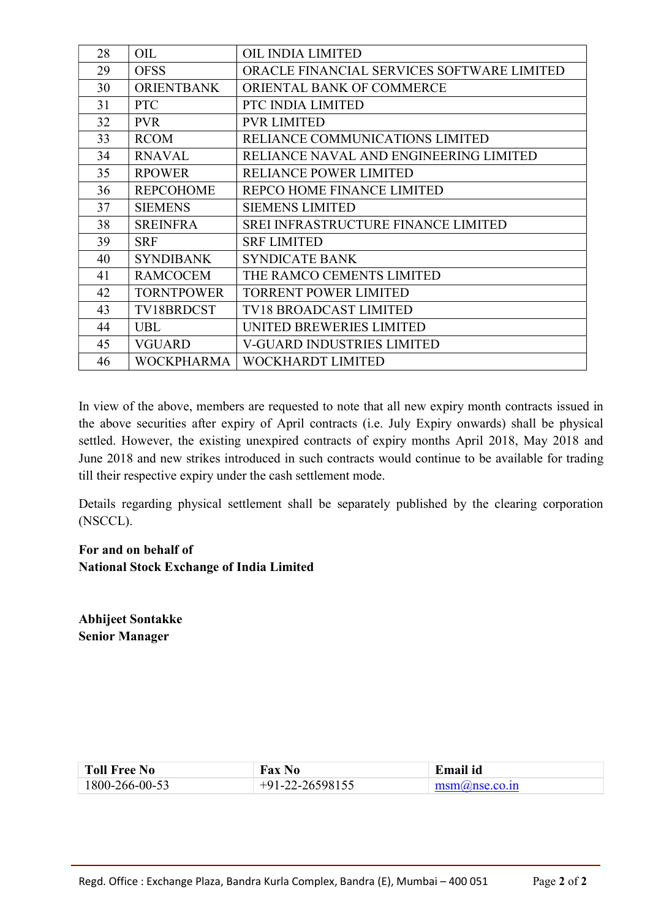| | | |
|---|---|---|
| 28 | OIL | OIL INDIA LIMITED |
| 29 | OFSS | ORACLE FINANCIAL SERVICES SOFTWARE LIMITED |
| 30 | ORIENTBANK | ORIENTAL BANK OF COMMERCE |
| 31 | PTC | PTC INDIA LIMITED |
| 32 | PVR | PVR LIMITED |
| 33 | RCOM | RELIANCE COMMUNICATIONS LIMITED |
| 34 | RNAVAL | RELIANCE NAVAL AND ENGINEERING LIMITED |
| 35 | RPOWER | RELIANCE POWER LIMITED |
| 36 | REPCOHOME | REPCO HOME FINANCE LIMITED |
| 37 | SIEMENS | SIEMENS LIMITED |
| 38 | SREINFRA | SREI INFRASTRUCTURE FINANCE LIMITED |
| 39 | SRF | SRF LIMITED |
| 40 | SYNDIBANK | SYNDICATE BANK |
| 41 | RAMCOCEM | THE RAMCO CEMENTS LIMITED |
| 42 | TORNTPOWER | TORRENT POWER LIMITED |
| 43 | TV18BRDCST | TV18 BROADCAST LIMITED |
| 44 | UBL | UNITED BREWERIES LIMITED |
| 45 | VGUARD | V-GUARD INDUSTRIES LIMITED |
| 46 | WOCKPHARMA | WOCKHARDT LIMITED |

In view of the above, members are requested to note that all new expiry month contracts issued in the above securities after expiry of April contracts (i.e. July Expiry onwards) shall be physical settled. However, the existing unexpired contracts of expiry months April 2018, May 2018 and June 2018 and new strikes introduced in such contracts would continue to be available for trading till their respective expiry under the cash settlement mode.

Details regarding physical settlement shall be separately published by the clearing corporation (NSCCL).

**For and on behalf of**
**National Stock Exchange of India Limited**

**Abhijeet Sontakke**
**Senior Manager**

| Toll Free No | Fax No | Email id |
|---|---|---|
| 1800-266-00-53 | +91-22-26598155 | msm@nse.co.in |

Regd. Office : Exchange Plaza, Bandra Kurla Complex, Bandra (E), Mumbai – 400 051